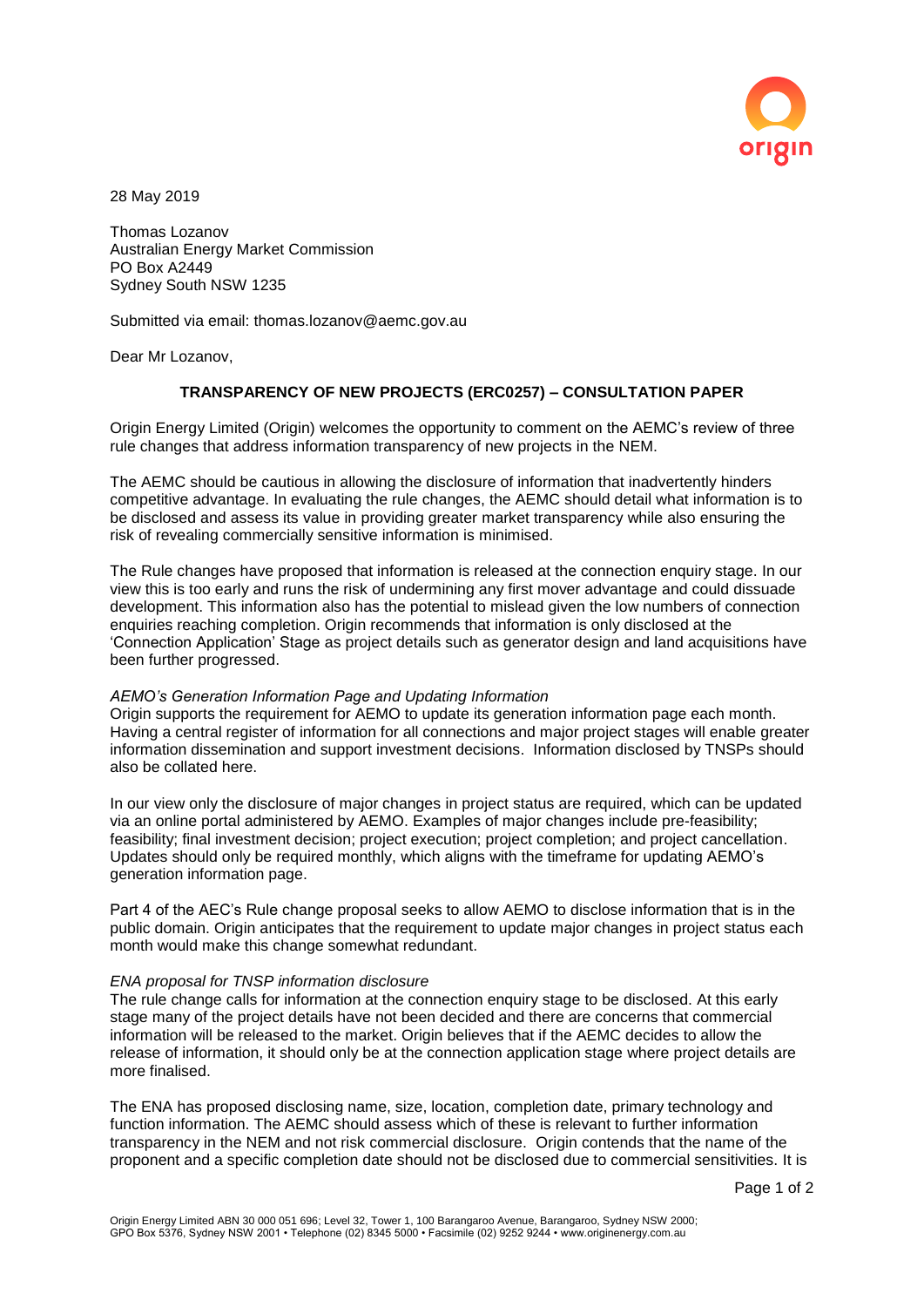28 May 2019

Thomas Lozanov
Australian Energy Market Commission
PO Box A2449
Sydney South NSW 1235

Submitted via email: thomas.lozanov@aemc.gov.au

Dear Mr Lozanov,

**TRANSPARENCY OF NEW PROJECTS (ERC0257) – CONSULTATION PAPER**

Origin Energy Limited (Origin) welcomes the opportunity to comment on the AEMC's review of three rule changes that address information transparency of new projects in the NEM.

The AEMC should be cautious in allowing the disclosure of information that inadvertently hinders competitive advantage. In evaluating the rule changes, the AEMC should detail what information is to be disclosed and assess its value in providing greater market transparency while also ensuring the risk of revealing commercially sensitive information is minimised.

The Rule changes have proposed that information is released at the connection enquiry stage. In our view this is too early and runs the risk of undermining any first mover advantage and could dissuade development. This information also has the potential to mislead given the low numbers of connection enquiries reaching completion. Origin recommends that information is only disclosed at the 'Connection Application' Stage as project details such as generator design and land acquisitions have been further progressed.

*AEMO's Generation Information Page and Updating Information*

Origin supports the requirement for AEMO to update its generation information page each month. Having a central register of information for all connections and major project stages will enable greater information dissemination and support investment decisions. Information disclosed by TNSPs should also be collated here.

In our view only the disclosure of major changes in project status are required, which can be updated via an online portal administered by AEMO. Examples of major changes include pre-feasibility; feasibility; final investment decision; project execution; project completion; and project cancellation. Updates should only be required monthly, which aligns with the timeframe for updating AEMO's generation information page.

Part 4 of the AEC's Rule change proposal seeks to allow AEMO to disclose information that is in the public domain. Origin anticipates that the requirement to update major changes in project status each month would make this change somewhat redundant.

*ENA proposal for TNSP information disclosure*

The rule change calls for information at the connection enquiry stage to be disclosed. At this early stage many of the project details have not been decided and there are concerns that commercial information will be released to the market. Origin believes that if the AEMC decides to allow the release of information, it should only be at the connection application stage where project details are more finalised.

The ENA has proposed disclosing name, size, location, completion date, primary technology and function information. The AEMC should assess which of these is relevant to further information transparency in the NEM and not risk commercial disclosure. Origin contends that the name of the proponent and a specific completion date should not be disclosed due to commercial sensitivities. It is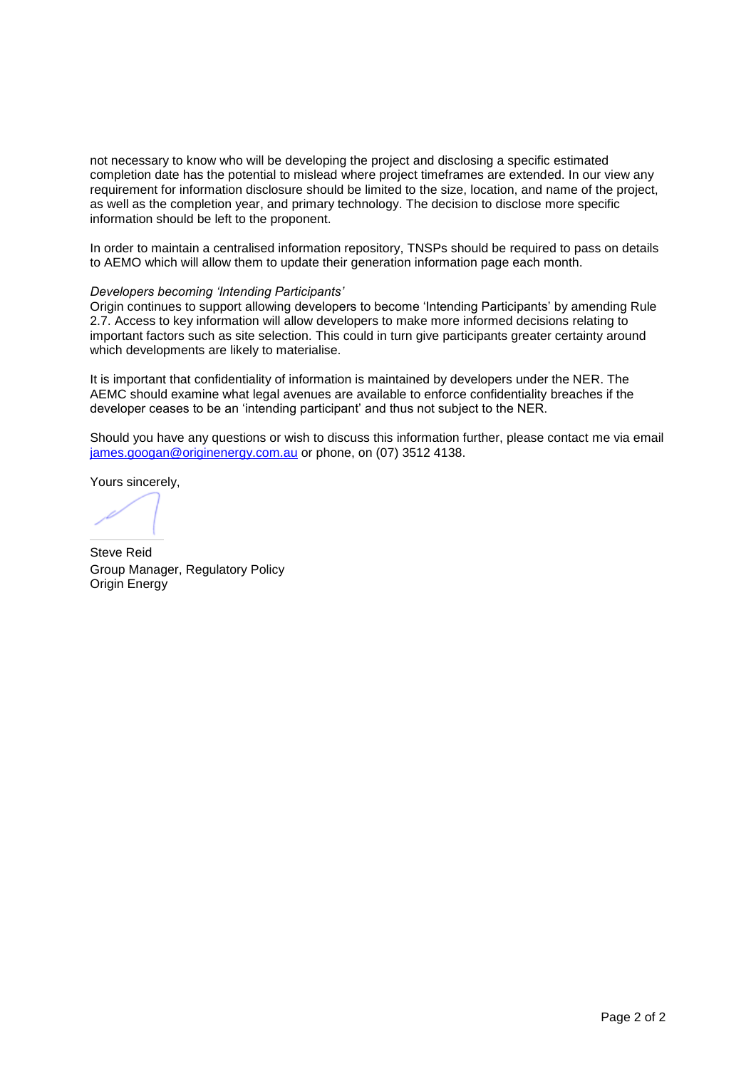not necessary to know who will be developing the project and disclosing a specific estimated completion date has the potential to mislead where project timeframes are extended. In our view any requirement for information disclosure should be limited to the size, location, and name of the project, as well as the completion year, and primary technology. The decision to disclose more specific information should be left to the proponent.

In order to maintain a centralised information repository, TNSPs should be required to pass on details to AEMO which will allow them to update their generation information page each month.

*Developers becoming 'Intending Participants'*

Origin continues to support allowing developers to become 'Intending Participants' by amending Rule 2.7. Access to key information will allow developers to make more informed decisions relating to important factors such as site selection. This could in turn give participants greater certainty around which developments are likely to materialise.

It is important that confidentiality of information is maintained by developers under the NER. The AEMC should examine what legal avenues are available to enforce confidentiality breaches if the developer ceases to be an 'intending participant' and thus not subject to the NER.

Should you have any questions or wish to discuss this information further, please contact me via email james.googan@originenergy.com.au or phone, on (07) 3512 4138.

Yours sincerely,

Steve Reid
Group Manager, Regulatory Policy
Origin Energy